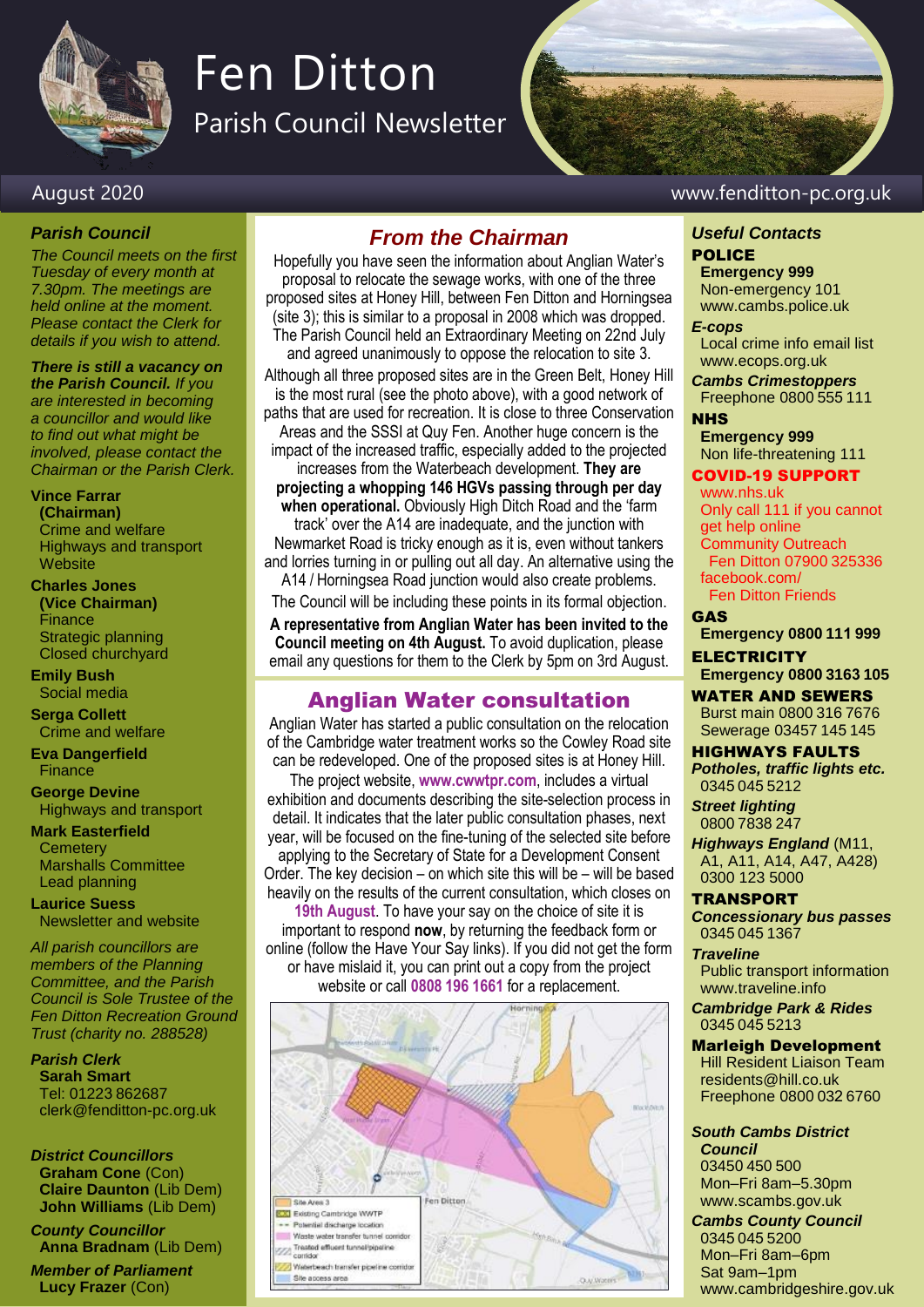# Fen Ditton

## Parish Council Newsletter

August 2020

www.fenditton-pc.org.uk

### *Parish Council*

*The Council meets on the first Tuesday of every month at 7.30pm. The meetings are held online at the moment. Please contact the Clerk for details if you wish to attend.*

***There is still a vacancy on the Parish Council.*** *If you are interested in becoming a councillor and would like to find out what might be involved, please contact the Chairman or the Parish Clerk.*

**Vince Farrar (Chairman)**
Crime and welfare
Highways and transport
Website

**Charles Jones (Vice Chairman)**
Finance
Strategic planning
Closed churchyard

**Emily Bush**
Social media

**Serga Collett**
Crime and welfare

**Eva Dangerfield**
Finance

**George Devine**
Highways and transport

**Mark Easterfield**
Cemetery
Marshalls Committee
Lead planning

**Laurice Suess**
Newsletter and website

*All parish councillors are members of the Planning Committee, and the Parish Council is Sole Trustee of the Fen Ditton Recreation Ground Trust (charity no. 288528)*

***Parish Clerk***
**Sarah Smart**
Tel: 01223 862687
clerk@fenditton-pc.org.uk

***District Councillors***
**Graham Cone** (Con)
**Claire Daunton** (Lib Dem)
**John Williams** (Lib Dem)

***County Councillor***
**Anna Bradnam** (Lib Dem)

***Member of Parliament***
**Lucy Frazer** (Con)

## *From the Chairman*

Hopefully you have seen the information about Anglian Water's proposal to relocate the sewage works, with one of the three proposed sites at Honey Hill, between Fen Ditton and Horningsea (site 3); this is similar to a proposal in 2008 which was dropped. The Parish Council held an Extraordinary Meeting on 22nd July and agreed unanimously to oppose the relocation to site 3.

Although all three proposed sites are in the Green Belt, Honey Hill is the most rural (see the photo above), with a good network of paths that are used for recreation. It is close to three Conservation Areas and the SSSI at Quy Fen. Another huge concern is the impact of the increased traffic, especially added to the projected increases from the Waterbeach development. **They are projecting a whopping 146 HGVs passing through per day when operational.** Obviously High Ditch Road and the 'farm track' over the A14 are inadequate, and the junction with Newmarket Road is tricky enough as it is, even without tankers and lorries turning in or pulling out all day. An alternative using the A14 / Horningsea Road junction would also create problems.

The Council will be including these points in its formal objection.

**A representative from Anglian Water has been invited to the Council meeting on 4th August.** To avoid duplication, please email any questions for them to the Clerk by 5pm on 3rd August.

## Anglian Water consultation

Anglian Water has started a public consultation on the relocation of the Cambridge water treatment works so the Cowley Road site can be redeveloped. One of the proposed sites is at Honey Hill.

The project website, **www.cwwtpr.com**, includes a virtual exhibition and documents describing the site-selection process in detail. It indicates that the later public consultation phases, next year, will be focused on the fine-tuning of the selected site before applying to the Secretary of State for a Development Consent Order. The key decision – on which site this will be – will be based heavily on the results of the current consultation, which closes on **19th August**. To have your say on the choice of site it is important to respond **now**, by returning the feedback form or online (follow the Have Your Say links). If you did not get the form or have mislaid it, you can print out a copy from the project website or call **0808 196 1661** for a replacement.

### *Useful Contacts*

**POLICE**
**Emergency 999**
Non-emergency 101
www.cambs.police.uk

***E-cops***
Local crime info email list
www.ecops.org.uk

***Cambs Crimestoppers***
Freephone 0800 555 111

**NHS**
**Emergency 999**
Non life-threatening 111

**COVID-19 SUPPORT**
www.nhs.uk
Only call 111 if you cannot get help online
Community Outreach Fen Ditton 07900 325336
facebook.com/ Fen Ditton Friends

**GAS**
**Emergency 0800 111 999**

**ELECTRICITY**
**Emergency 0800 3163 105**

**WATER AND SEWERS**
Burst main 0800 316 7676
Sewerage 03457 145 145

**HIGHWAYS FAULTS**
***Potholes, traffic lights etc.***
0345 045 5212

***Street lighting***
0800 7838 247

***Highways England*** (M11, A1, A11, A14, A47, A428)
0300 123 5000

**TRANSPORT**
***Concessionary bus passes***
0345 045 1367

***Traveline***
Public transport information
www.traveline.info

***Cambridge Park & Rides***
0345 045 5213

**Marleigh Development**
Hill Resident Liaison Team
residents@hill.co.uk
Freephone 0800 032 6760

***South Cambs District Council***
03450 450 500
Mon–Fri 8am–5.30pm
www.scambs.gov.uk

***Cambs County Council***
0345 045 5200
Mon–Fri 8am–6pm
Sat 9am–1pm
www.cambridgeshire.gov.uk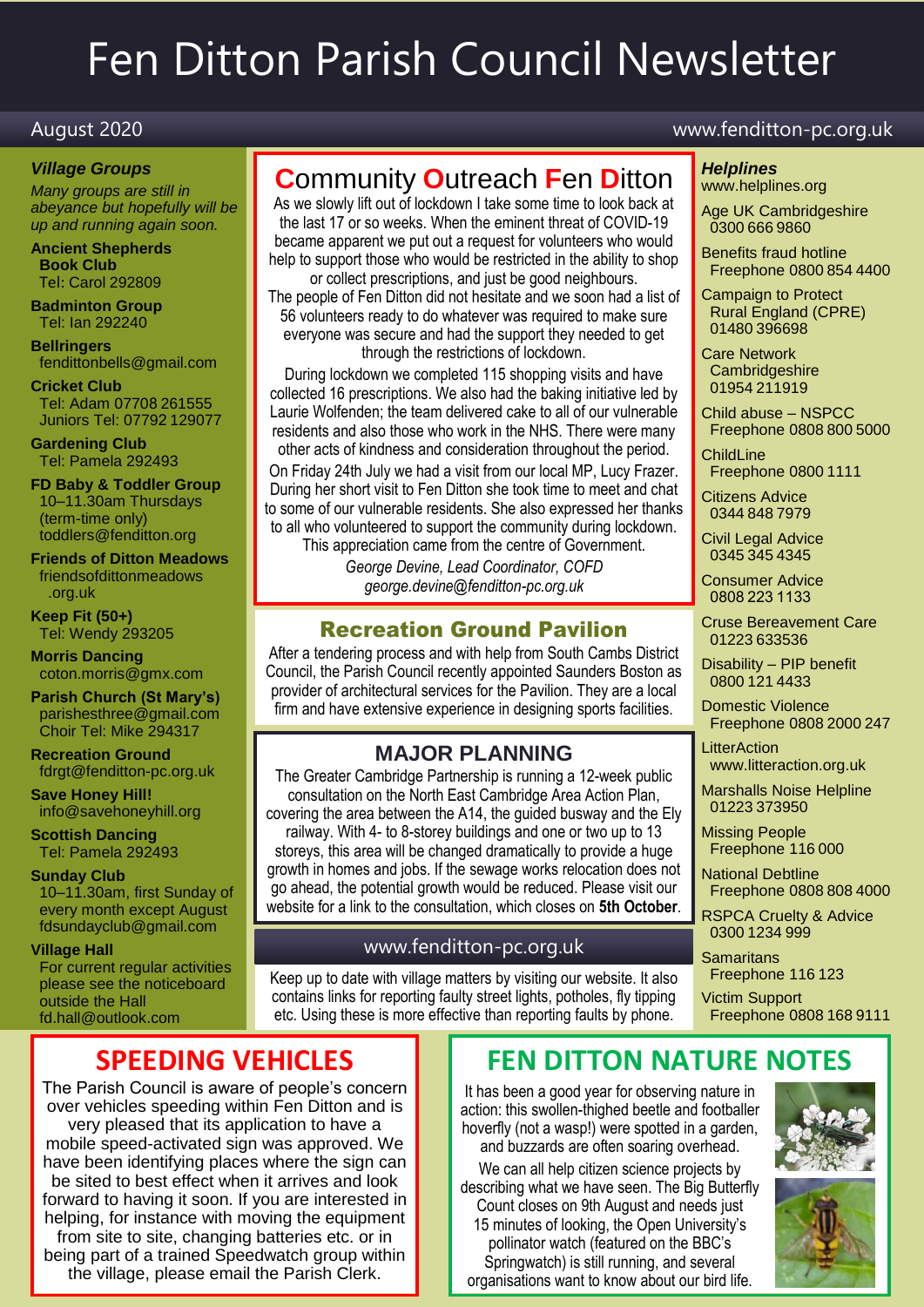# Fen Ditton Parish Council Newsletter

August 2020

www.fenditton-pc.org.uk

### *Village Groups*

*Many groups are still in abeyance but hopefully will be up and running again soon.*

**Ancient Shepherds Book Club**
Tel: Carol 292809

**Badminton Group**
Tel: Ian 292240

**Bellringers**
fendittonbells@gmail.com

**Cricket Club**
Tel: Adam 07708 261555
Juniors Tel: 07792 129077

**Gardening Club**
Tel: Pamela 292493

**FD Baby & Toddler Group**
10–11.30am Thursdays (term-time only)
toddlers@fenditton.org

**Friends of Ditton Meadows**
friendsofdittonmeadows.org.uk

**Keep Fit (50+)**
Tel: Wendy 293205

**Morris Dancing**
coton.morris@gmx.com

**Parish Church (St Mary's)**
parishesthree@gmail.com
Choir Tel: Mike 294317

**Recreation Ground**
fdrgt@fenditton-pc.org.uk

**Save Honey Hill!**
info@savehoneyhill.org

**Scottish Dancing**
Tel: Pamela 292493

**Sunday Club**
10–11.30am, first Sunday of every month except August
fdsundayclub@gmail.com

**Village Hall**
For current regular activities please see the noticeboard outside the Hall
fd.hall@outlook.com

## Community Outreach Fen Ditton

As we slowly lift out of lockdown I take some time to look back at the last 17 or so weeks. When the eminent threat of COVID-19 became apparent we put out a request for volunteers who would help to support those who would be restricted in the ability to shop or collect prescriptions, and just be good neighbours.

The people of Fen Ditton did not hesitate and we soon had a list of 56 volunteers ready to do whatever was required to make sure everyone was secure and had the support they needed to get through the restrictions of lockdown.

During lockdown we completed 115 shopping visits and have collected 16 prescriptions. We also had the baking initiative led by Laurie Wolfenden; the team delivered cake to all of our vulnerable residents and also those who work in the NHS. There were many other acts of kindness and consideration throughout the period.

On Friday 24th July we had a visit from our local MP, Lucy Frazer. During her short visit to Fen Ditton she took time to meet and chat to some of our vulnerable residents. She also expressed her thanks to all who volunteered to support the community during lockdown. This appreciation came from the centre of Government.

*George Devine, Lead Coordinator, COFD*
*george.devine@fenditton-pc.org.uk*

## Recreation Ground Pavilion

After a tendering process and with help from South Cambs District Council, the Parish Council recently appointed Saunders Boston as provider of architectural services for the Pavilion. They are a local firm and have extensive experience in designing sports facilities.

## MAJOR PLANNING

The Greater Cambridge Partnership is running a 12-week public consultation on the North East Cambridge Area Action Plan, covering the area between the A14, the guided busway and the Ely railway. With 4- to 8-storey buildings and one or two up to 13 storeys, this area will be changed dramatically to provide a huge growth in homes and jobs. If the sewage works relocation does not go ahead, the potential growth would be reduced. Please visit our website for a link to the consultation, which closes on **5th October**.

## www.fenditton-pc.org.uk

Keep up to date with village matters by visiting our website. It also contains links for reporting faulty street lights, potholes, fly tipping etc. Using these is more effective than reporting faults by phone.

### *Helplines*

www.helplines.org

Age UK Cambridgeshire
0300 666 9860

Benefits fraud hotline
Freephone 0800 854 4400

Campaign to Protect Rural England (CPRE)
01480 396698

Care Network Cambridgeshire
01954 211919

Child abuse – NSPCC
Freephone 0808 800 5000

ChildLine
Freephone 0800 1111

Citizens Advice
0344 848 7979

Civil Legal Advice
0345 345 4345

Consumer Advice
0808 223 1133

Cruse Bereavement Care
01223 633536

Disability – PIP benefit
0800 121 4433

Domestic Violence
Freephone 0808 2000 247

LitterAction
www.litteraction.org.uk

Marshalls Noise Helpline
01223 373950

Missing People
Freephone 116 000

National Debtline
Freephone 0808 808 4000

RSPCA Cruelty & Advice
0300 1234 999

Samaritans
Freephone 116 123

Victim Support
Freephone 0808 168 9111

## SPEEDING VEHICLES

The Parish Council is aware of people's concern over vehicles speeding within Fen Ditton and is very pleased that its application to have a mobile speed-activated sign was approved. We have been identifying places where the sign can be sited to best effect when it arrives and look forward to having it soon. If you are interested in helping, for instance with moving the equipment from site to site, changing batteries etc. or in being part of a trained Speedwatch group within the village, please email the Parish Clerk.

## FEN DITTON NATURE NOTES

It has been a good year for observing nature in action: this swollen-thighed beetle and footballer hoverfly (not a wasp!) were spotted in a garden, and buzzards are often soaring overhead.

We can all help citizen science projects by describing what we have seen. The Big Butterfly Count closes on 9th August and needs just 15 minutes of looking, the Open University's pollinator watch (featured on the BBC's Springwatch) is still running, and several organisations want to know about our bird life.